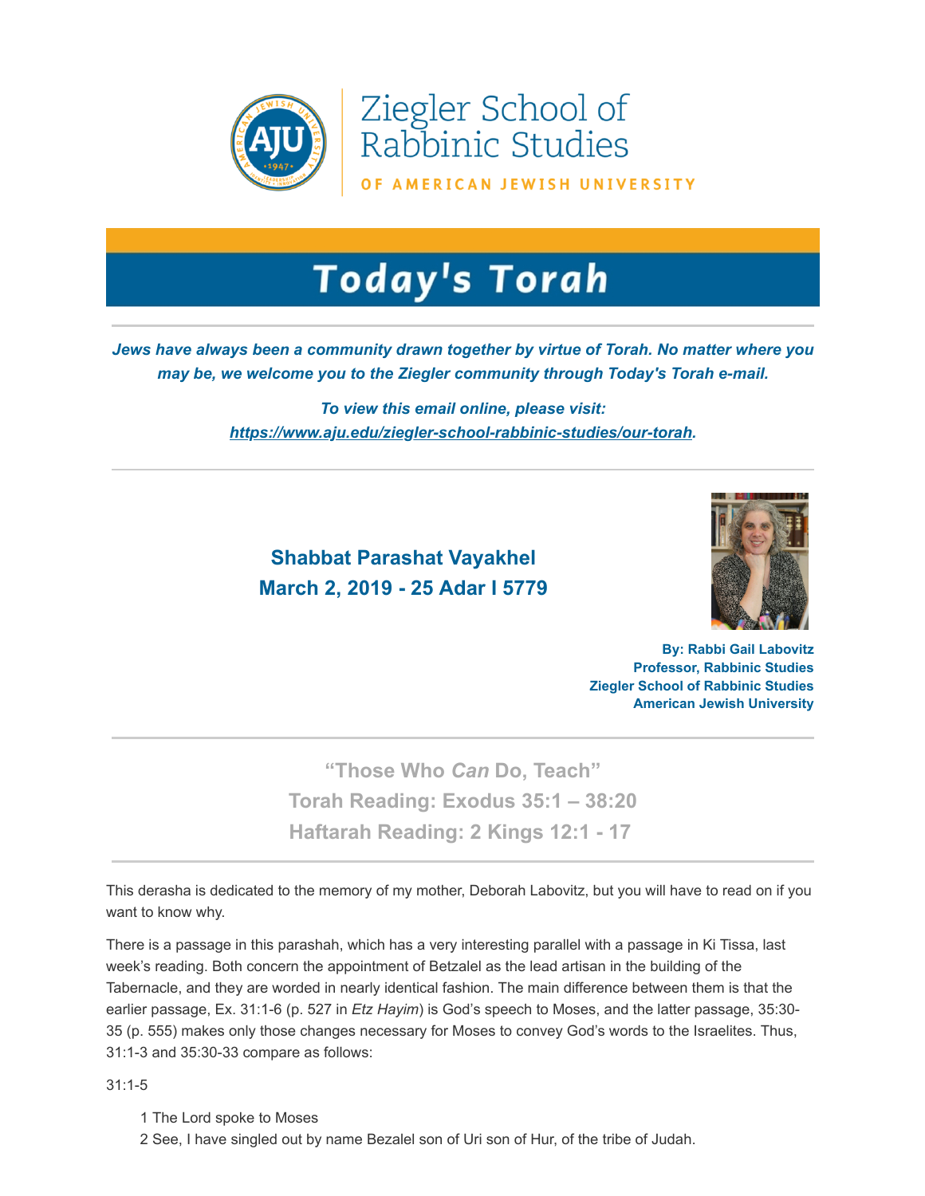Ziegler School of Rabbinic Studies

OF AMERICAN JEWISH UNIVERSITY

# Today's Torah

***Jews have always been a community drawn together by virtue of Torah. No matter where you may be, we welcome you to the Ziegler community through Today's Torah e-mail.***

***To view this email online, please visit: https://www.aju.edu/ziegler-school-rabbinic-studies/our-torah.***

## Shabbat Parashat Vayakhel
## March 2, 2019 - 25 Adar I 5779

**By: Rabbi Gail Labovitz**
**Professor, Rabbinic Studies**
**Ziegler School of Rabbinic Studies**
**American Jewish University**

## "Those Who *Can* Do, Teach"
### Torah Reading: Exodus 35:1 – 38:20
### Haftarah Reading: 2 Kings 12:1 - 17

This derasha is dedicated to the memory of my mother, Deborah Labovitz, but you will have to read on if you want to know why.

There is a passage in this parashah, which has a very interesting parallel with a passage in Ki Tissa, last week's reading. Both concern the appointment of Betzalel as the lead artisan in the building of the Tabernacle, and they are worded in nearly identical fashion. The main difference between them is that the earlier passage, Ex. 31:1-6 (p. 527 in *Etz Hayim*) is God's speech to Moses, and the latter passage, 35:30-35 (p. 555) makes only those changes necessary for Moses to convey God's words to the Israelites. Thus, 31:1-3 and 35:30-33 compare as follows:

31:1-5

1 The Lord spoke to Moses
2 See, I have singled out by name Bezalel son of Uri son of Hur, of the tribe of Judah.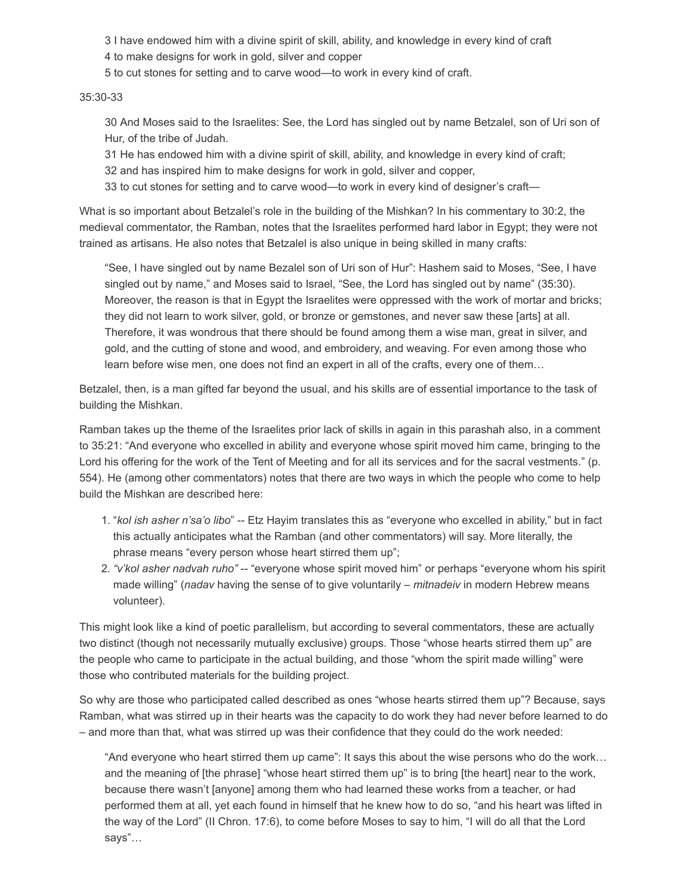> 3 I have endowed him with a divine spirit of skill, ability, and knowledge in every kind of craft
> 4 to make designs for work in gold, silver and copper
> 5 to cut stones for setting and to carve wood—to work in every kind of craft.

35:30-33

> 30 And Moses said to the Israelites: See, the Lord has singled out by name Betzalel, son of Uri son of Hur, of the tribe of Judah.
> 31 He has endowed him with a divine spirit of skill, ability, and knowledge in every kind of craft;
> 32 and has inspired him to make designs for work in gold, silver and copper,
> 33 to cut stones for setting and to carve wood—to work in every kind of designer's craft—

What is so important about Betzalel's role in the building of the Mishkan? In his commentary to 30:2, the medieval commentator, the Ramban, notes that the Israelites performed hard labor in Egypt; they were not trained as artisans. He also notes that Betzalel is also unique in being skilled in many crafts:

> "See, I have singled out by name Bezalel son of Uri son of Hur": Hashem said to Moses, "See, I have singled out by name," and Moses said to Israel, "See, the Lord has singled out by name" (35:30). Moreover, the reason is that in Egypt the Israelites were oppressed with the work of mortar and bricks; they did not learn to work silver, gold, or bronze or gemstones, and never saw these [arts] at all. Therefore, it was wondrous that there should be found among them a wise man, great in silver, and gold, and the cutting of stone and wood, and embroidery, and weaving. For even among those who learn before wise men, one does not find an expert in all of the crafts, every one of them…

Betzalel, then, is a man gifted far beyond the usual, and his skills are of essential importance to the task of building the Mishkan.

Ramban takes up the theme of the Israelites prior lack of skills in again in this parashah also, in a comment to 35:21: "And everyone who excelled in ability and everyone whose spirit moved him came, bringing to the Lord his offering for the work of the Tent of Meeting and for all its services and for the sacral vestments." (p. 554). He (among other commentators) notes that there are two ways in which the people who come to help build the Mishkan are described here:

1. "*kol ish asher n'sa'o libo*" -- Etz Hayim translates this as "everyone who excelled in ability," but in fact this actually anticipates what the Ramban (and other commentators) will say. More literally, the phrase means "every person whose heart stirred them up";
2. *"v'kol asher nadvah ruho"* -- "everyone whose spirit moved him" or perhaps "everyone whom his spirit made willing" (*nadav* having the sense of to give voluntarily – *mitnadeiv* in modern Hebrew means volunteer).

This might look like a kind of poetic parallelism, but according to several commentators, these are actually two distinct (though not necessarily mutually exclusive) groups. Those "whose hearts stirred them up" are the people who came to participate in the actual building, and those "whom the spirit made willing" were those who contributed materials for the building project.

So why are those who participated called described as ones "whose hearts stirred them up"? Because, says Ramban, what was stirred up in their hearts was the capacity to do work they had never before learned to do – and more than that, what was stirred up was their confidence that they could do the work needed:

> "And everyone who heart stirred them up came": It says this about the wise persons who do the work… and the meaning of [the phrase] "whose heart stirred them up" is to bring [the heart] near to the work, because there wasn't [anyone] among them who had learned these works from a teacher, or had performed them at all, yet each found in himself that he knew how to do so, "and his heart was lifted in the way of the Lord" (II Chron. 17:6), to come before Moses to say to him, "I will do all that the Lord says"…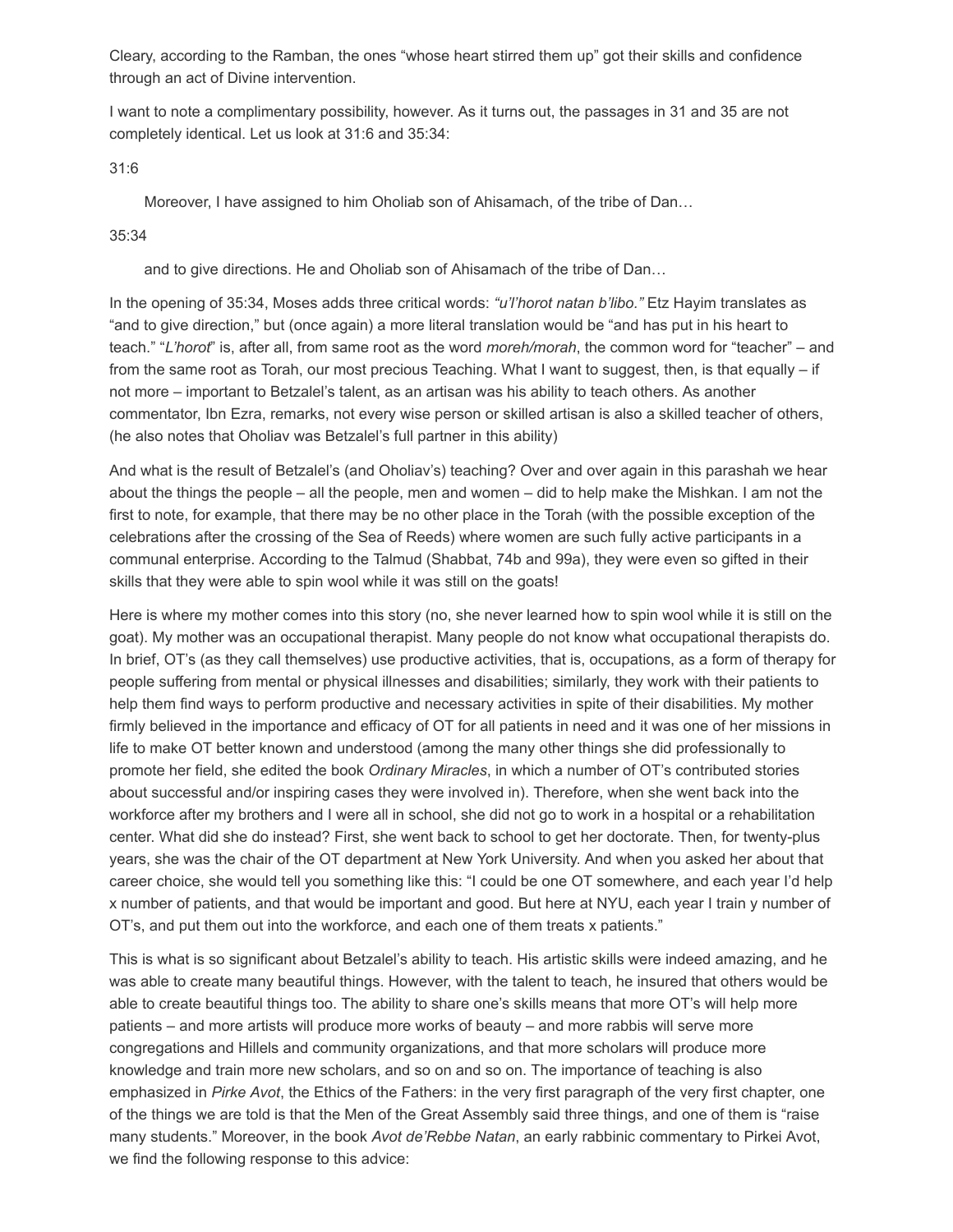Cleary, according to the Ramban, the ones "whose heart stirred them up" got their skills and confidence through an act of Divine intervention.

I want to note a complimentary possibility, however. As it turns out, the passages in 31 and 35 are not completely identical. Let us look at 31:6 and 35:34:

31:6

> Moreover, I have assigned to him Oholiab son of Ahisamach, of the tribe of Dan…

35:34

> and to give directions. He and Oholiab son of Ahisamach of the tribe of Dan…

In the opening of 35:34, Moses adds three critical words: *"u'l'horot natan b'libo."* Etz Hayim translates as "and to give direction," but (once again) a more literal translation would be "and has put in his heart to teach." "*L'horot*" is, after all, from same root as the word *moreh/morah*, the common word for "teacher" – and from the same root as Torah, our most precious Teaching. What I want to suggest, then, is that equally – if not more – important to Betzalel's talent, as an artisan was his ability to teach others. As another commentator, Ibn Ezra, remarks, not every wise person or skilled artisan is also a skilled teacher of others, (he also notes that Oholiav was Betzalel's full partner in this ability)

And what is the result of Betzalel's (and Oholiav's) teaching? Over and over again in this parashah we hear about the things the people – all the people, men and women – did to help make the Mishkan. I am not the first to note, for example, that there may be no other place in the Torah (with the possible exception of the celebrations after the crossing of the Sea of Reeds) where women are such fully active participants in a communal enterprise. According to the Talmud (Shabbat, 74b and 99a), they were even so gifted in their skills that they were able to spin wool while it was still on the goats!

Here is where my mother comes into this story (no, she never learned how to spin wool while it is still on the goat). My mother was an occupational therapist. Many people do not know what occupational therapists do. In brief, OT's (as they call themselves) use productive activities, that is, occupations, as a form of therapy for people suffering from mental or physical illnesses and disabilities; similarly, they work with their patients to help them find ways to perform productive and necessary activities in spite of their disabilities. My mother firmly believed in the importance and efficacy of OT for all patients in need and it was one of her missions in life to make OT better known and understood (among the many other things she did professionally to promote her field, she edited the book *Ordinary Miracles*, in which a number of OT's contributed stories about successful and/or inspiring cases they were involved in). Therefore, when she went back into the workforce after my brothers and I were all in school, she did not go to work in a hospital or a rehabilitation center. What did she do instead? First, she went back to school to get her doctorate. Then, for twenty-plus years, she was the chair of the OT department at New York University. And when you asked her about that career choice, she would tell you something like this: "I could be one OT somewhere, and each year I'd help x number of patients, and that would be important and good. But here at NYU, each year I train y number of OT's, and put them out into the workforce, and each one of them treats x patients."

This is what is so significant about Betzalel's ability to teach. His artistic skills were indeed amazing, and he was able to create many beautiful things. However, with the talent to teach, he insured that others would be able to create beautiful things too. The ability to share one's skills means that more OT's will help more patients – and more artists will produce more works of beauty – and more rabbis will serve more congregations and Hillels and community organizations, and that more scholars will produce more knowledge and train more new scholars, and so on and so on. The importance of teaching is also emphasized in *Pirke Avot*, the Ethics of the Fathers: in the very first paragraph of the very first chapter, one of the things we are told is that the Men of the Great Assembly said three things, and one of them is "raise many students." Moreover, in the book *Avot de'Rebbe Natan*, an early rabbinic commentary to Pirkei Avot, we find the following response to this advice: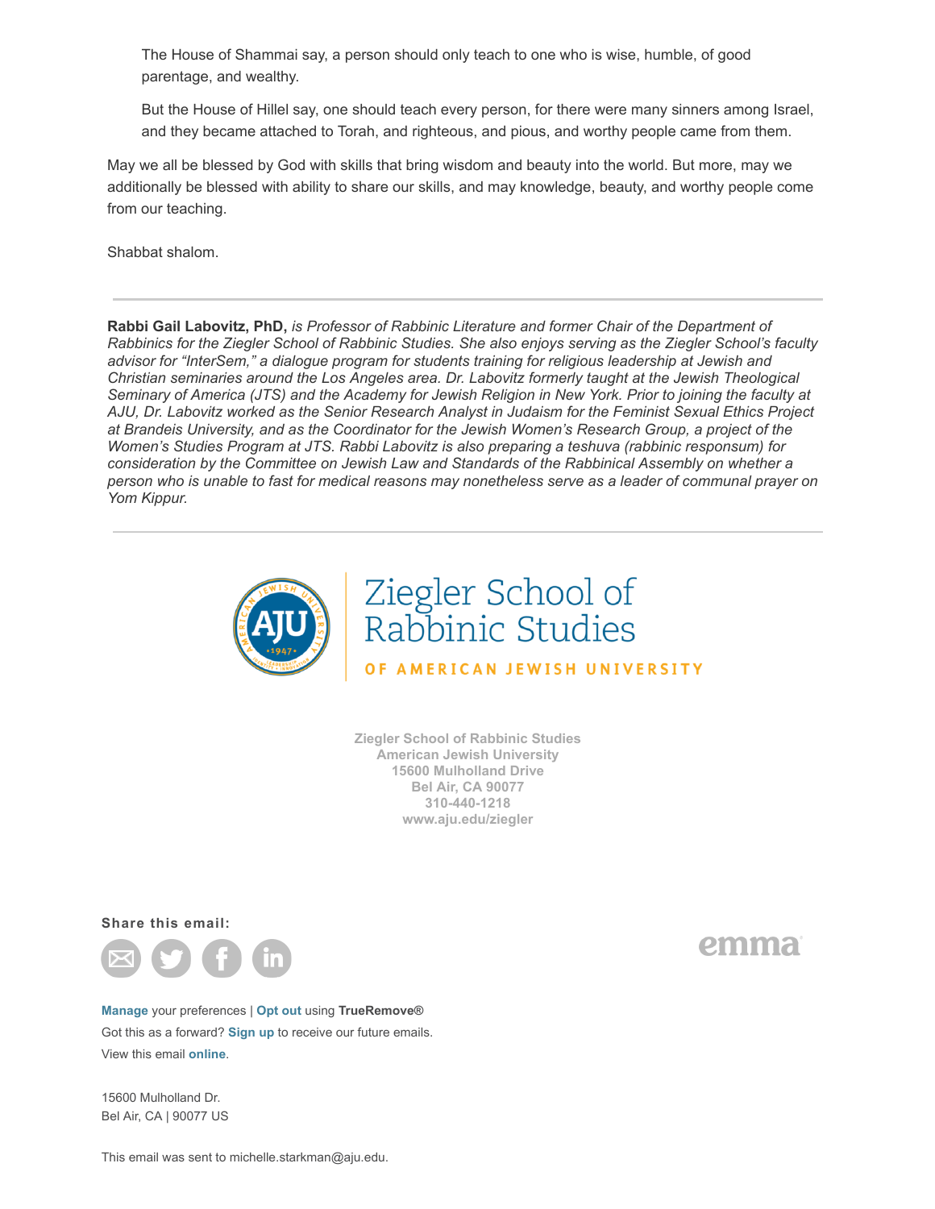> The House of Shammai say, a person should only teach to one who is wise, humble, of good parentage, and wealthy.
>
> But the House of Hillel say, one should teach every person, for there were many sinners among Israel, and they became attached to Torah, and righteous, and pious, and worthy people came from them.

May we all be blessed by God with skills that bring wisdom and beauty into the world. But more, may we additionally be blessed with ability to share our skills, and may knowledge, beauty, and worthy people come from our teaching.

Shabbat shalom.

---

**Rabbi Gail Labovitz, PhD,** *is Professor of Rabbinic Literature and former Chair of the Department of Rabbinics for the Ziegler School of Rabbinic Studies. She also enjoys serving as the Ziegler School's faculty advisor for "InterSem," a dialogue program for students training for religious leadership at Jewish and Christian seminaries around the Los Angeles area. Dr. Labovitz formerly taught at the Jewish Theological Seminary of America (JTS) and the Academy for Jewish Religion in New York. Prior to joining the faculty at AJU, Dr. Labovitz worked as the Senior Research Analyst in Judaism for the Feminist Sexual Ethics Project at Brandeis University, and as the Coordinator for the Jewish Women's Research Group, a project of the Women's Studies Program at JTS. Rabbi Labovitz is also preparing a teshuva (rabbinic responsum) for consideration by the Committee on Jewish Law and Standards of the Rabbinical Assembly on whether a person who is unable to fast for medical reasons may nonetheless serve as a leader of communal prayer on Yom Kippur.*

---

Ziegler School of Rabbinic Studies
OF AMERICAN JEWISH UNIVERSITY

**Ziegler School of Rabbinic Studies**
**American Jewish University**
**15600 Mulholland Drive**
**Bel Air, CA 90077**
**310-440-1218**
**www.aju.edu/ziegler**

**Share this email:**

emma

**Manage** your preferences | **Opt out** using **TrueRemove®**
Got this as a forward? **Sign up** to receive our future emails.
View this email **online**.

15600 Mulholland Dr.
Bel Air, CA | 90077 US

This email was sent to michelle.starkman@aju.edu.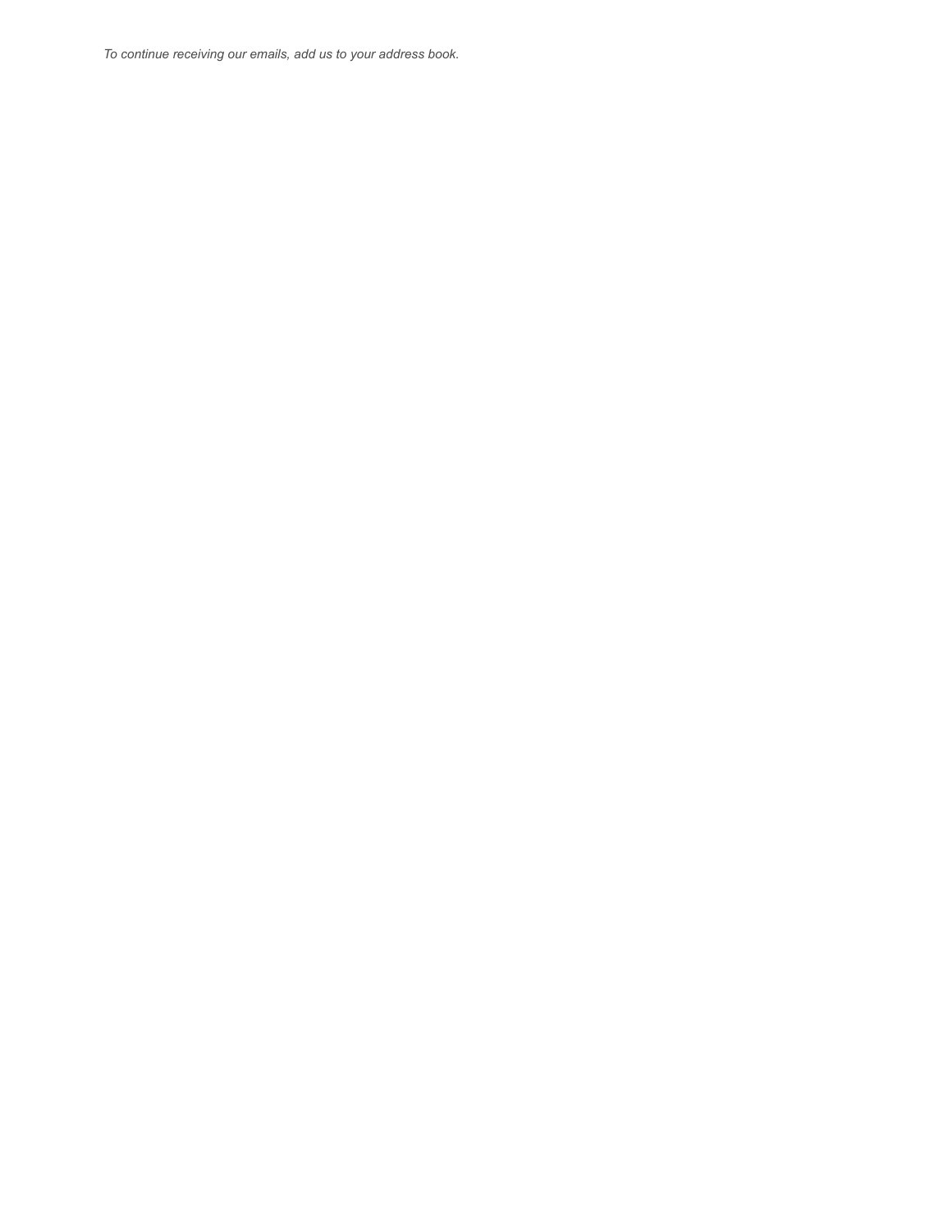*To continue receiving our emails, add us to your address book.*